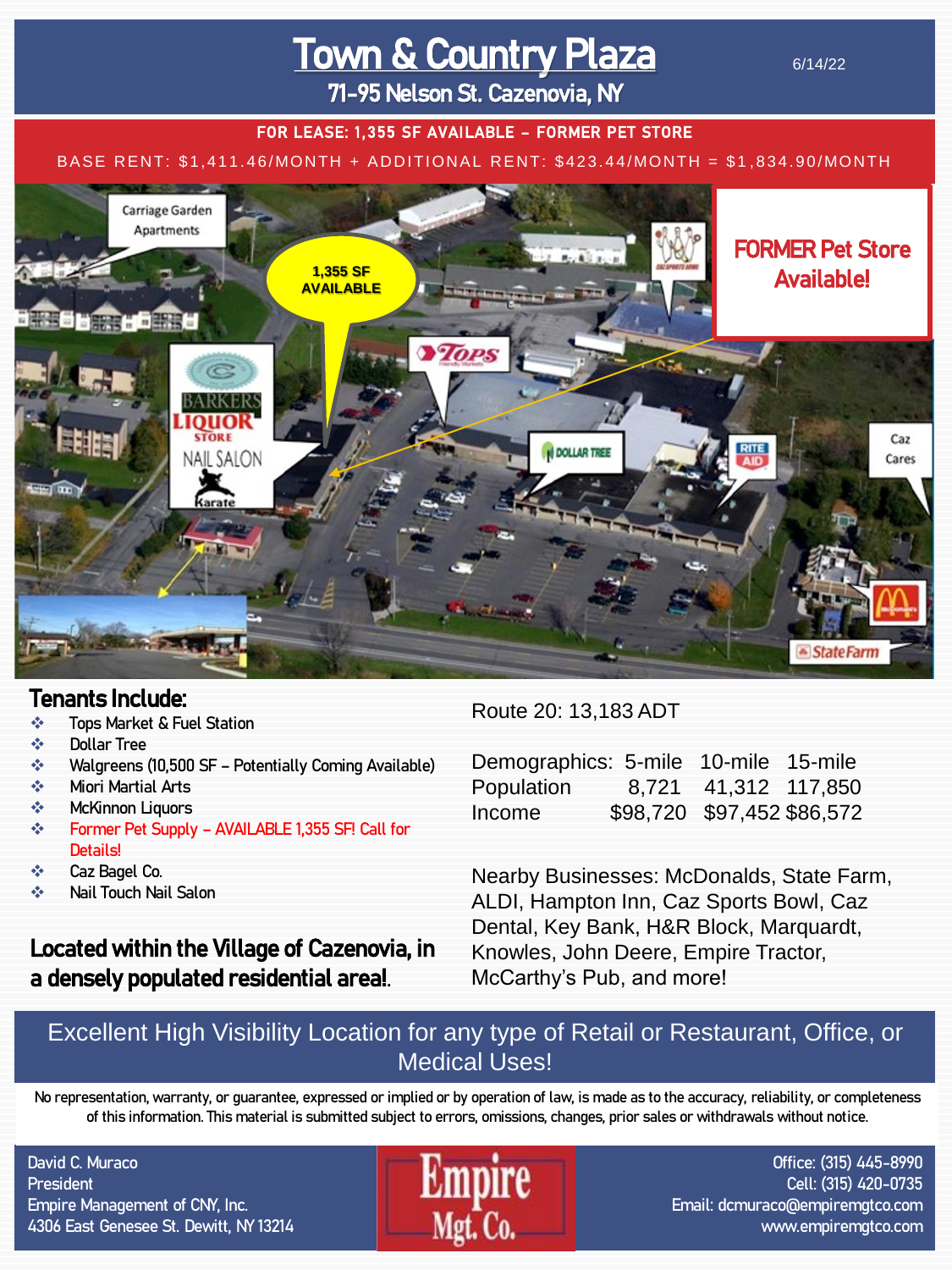# Town & Country Plaza

6/14/22

## 71-95 Nelson St. Cazenovia, NY

**FOR LEASE: 1,355 SF AVAILABLE – FORMER PET STORE**

BASE RENT: $1,411.46/MONTH + ADDITIONAL RENT: $423.44/MONTH = $1,834.90/MONTH

## Tenants Include:

- Tops Market & Fuel Station
- Dollar Tree
- Walgreens (10,500 SF – Potentially Coming Available)
- Miori Martial Arts
- McKinnon Liquors
- Former Pet Supply – AVAILABLE 1,355 SF! Call for Details!
- Caz Bagel Co.
- Nail Touch Nail Salon

**Located within the Village of Cazenovia, in a densely populated residential area!.**

Route 20: 13,183 ADT

| Demographics: | 5-mile | 10-mile | 15-mile |
|---|---|---|---|
| Population | 8,721 | 41,312 | 117,850 |
| Income | $98,720 | $97,452 | $86,572 |

Nearby Businesses: McDonalds, State Farm, ALDI, Hampton Inn, Caz Sports Bowl, Caz Dental, Key Bank, H&R Block, Marquardt, Knowles, John Deere, Empire Tractor, McCarthy's Pub, and more!

**Excellent High Visibility Location for any type of Retail or Restaurant, Office, or Medical Uses!**

No representation, warranty, or guarantee, expressed or implied or by operation of law, is made as to the accuracy, reliability, or completeness of this information. This material is submitted subject to errors, omissions, changes, prior sales or withdrawals without notice.

David C. Muraco
President
Empire Management of CNY, Inc.
4306 East Genesee St. Dewitt, NY 13214

Empire Mgt. Co.

Office: (315) 445-8990
Cell: (315) 420-0735
Email: dcmuraco@empiremgtco.com
www.empiremgtco.com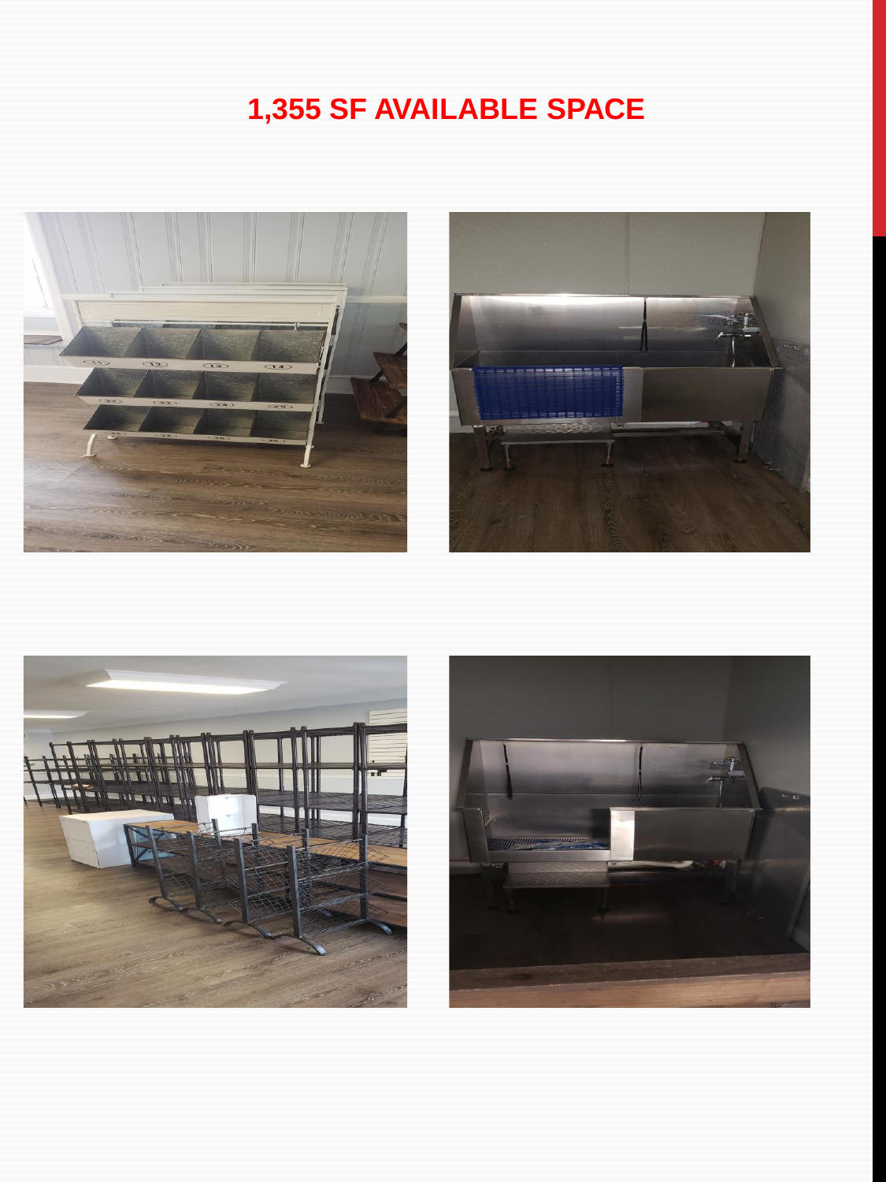# 1,355 SF AVAILABLE SPACE